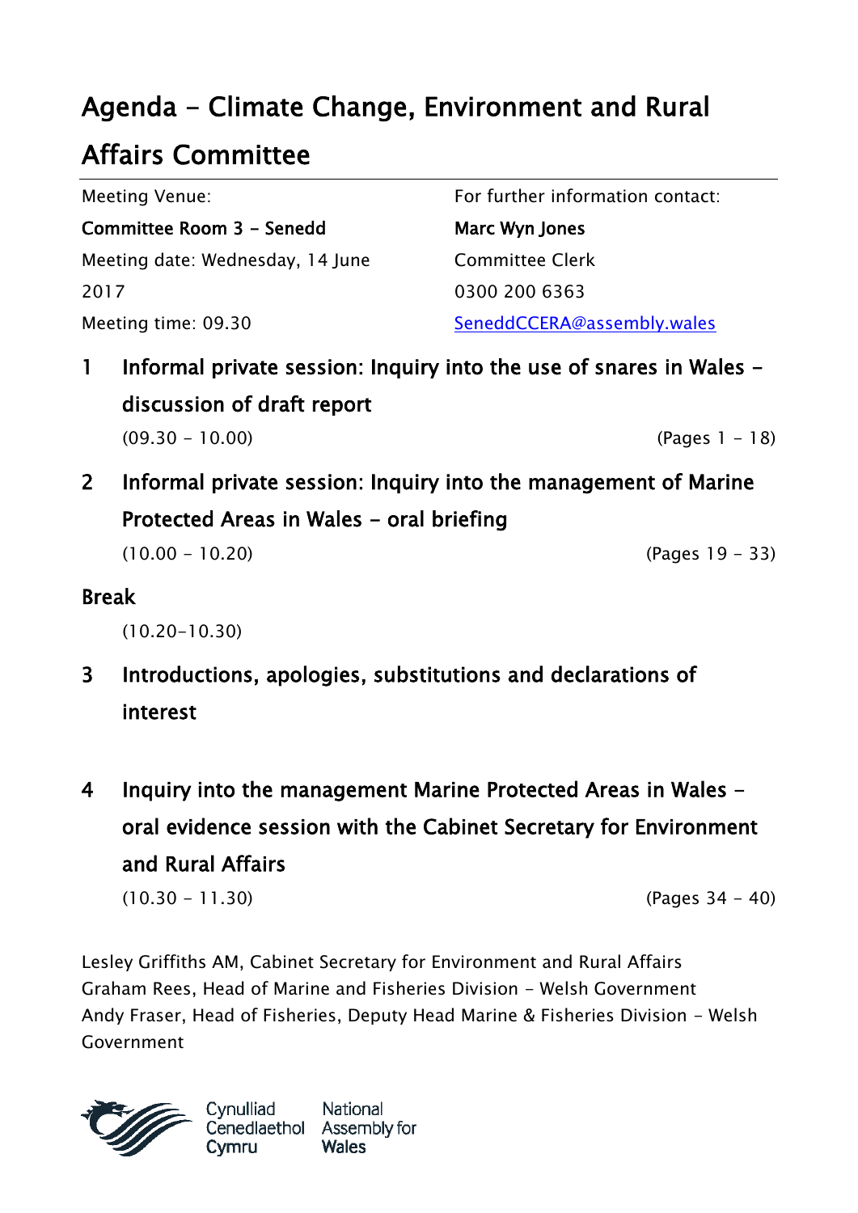# Agenda - Climate Change, Environment and Rural Affairs Committee

Meeting Venue:
**Committee Room 3 - Senedd**
Meeting date: Wednesday, 14 June 2017
Meeting time: 09.30

For further information contact:
**Marc Wyn Jones**
Committee Clerk
0300 200 6363
SeneddCCERA@assembly.wales

## 1 Informal private session: Inquiry into the use of snares in Wales - discussion of draft report

(09.30 - 10.00) (Pages 1 - 18)

## 2 Informal private session: Inquiry into the management of Marine Protected Areas in Wales - oral briefing

(10.00 - 10.20) (Pages 19 - 33)

## Break

(10.20-10.30)

## 3 Introductions, apologies, substitutions and declarations of interest

## 4 Inquiry into the management Marine Protected Areas in Wales - oral evidence session with the Cabinet Secretary for Environment and Rural Affairs

(10.30 - 11.30) (Pages 34 - 40)

Lesley Griffiths AM, Cabinet Secretary for Environment and Rural Affairs
Graham Rees, Head of Marine and Fisheries Division - Welsh Government
Andy Fraser, Head of Fisheries, Deputy Head Marine & Fisheries Division - Welsh Government

Cynulliad Cenedlaethol Cymru
National Assembly for Wales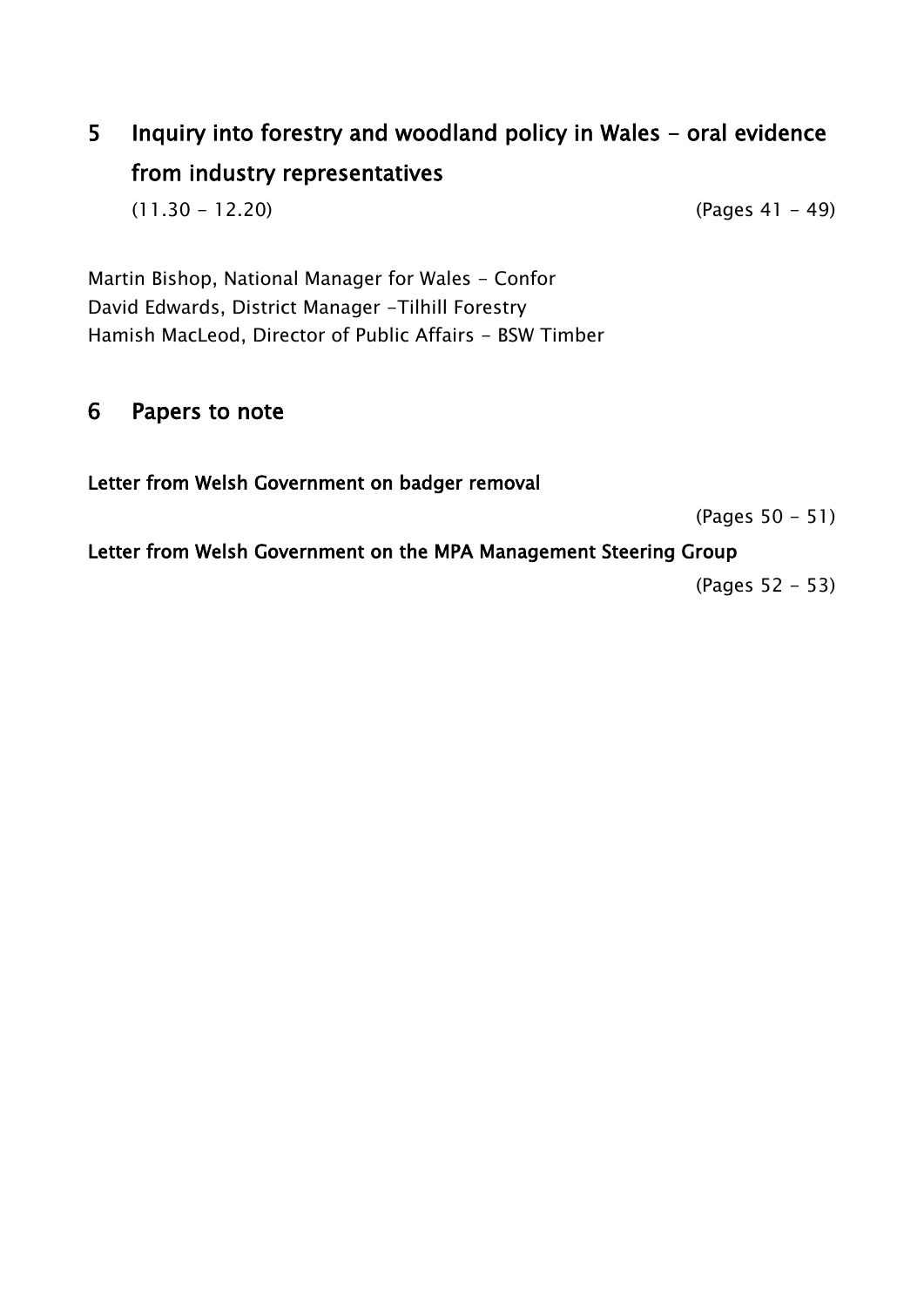## 5 Inquiry into forestry and woodland policy in Wales - oral evidence from industry representatives

(11.30 - 12.20) (Pages 41 - 49)

Martin Bishop, National Manager for Wales - Confor
David Edwards, District Manager -Tilhill Forestry
Hamish MacLeod, Director of Public Affairs - BSW Timber

## 6 Papers to note

**Letter from Welsh Government on badger removal**

(Pages 50 - 51)

**Letter from Welsh Government on the MPA Management Steering Group**

(Pages 52 - 53)